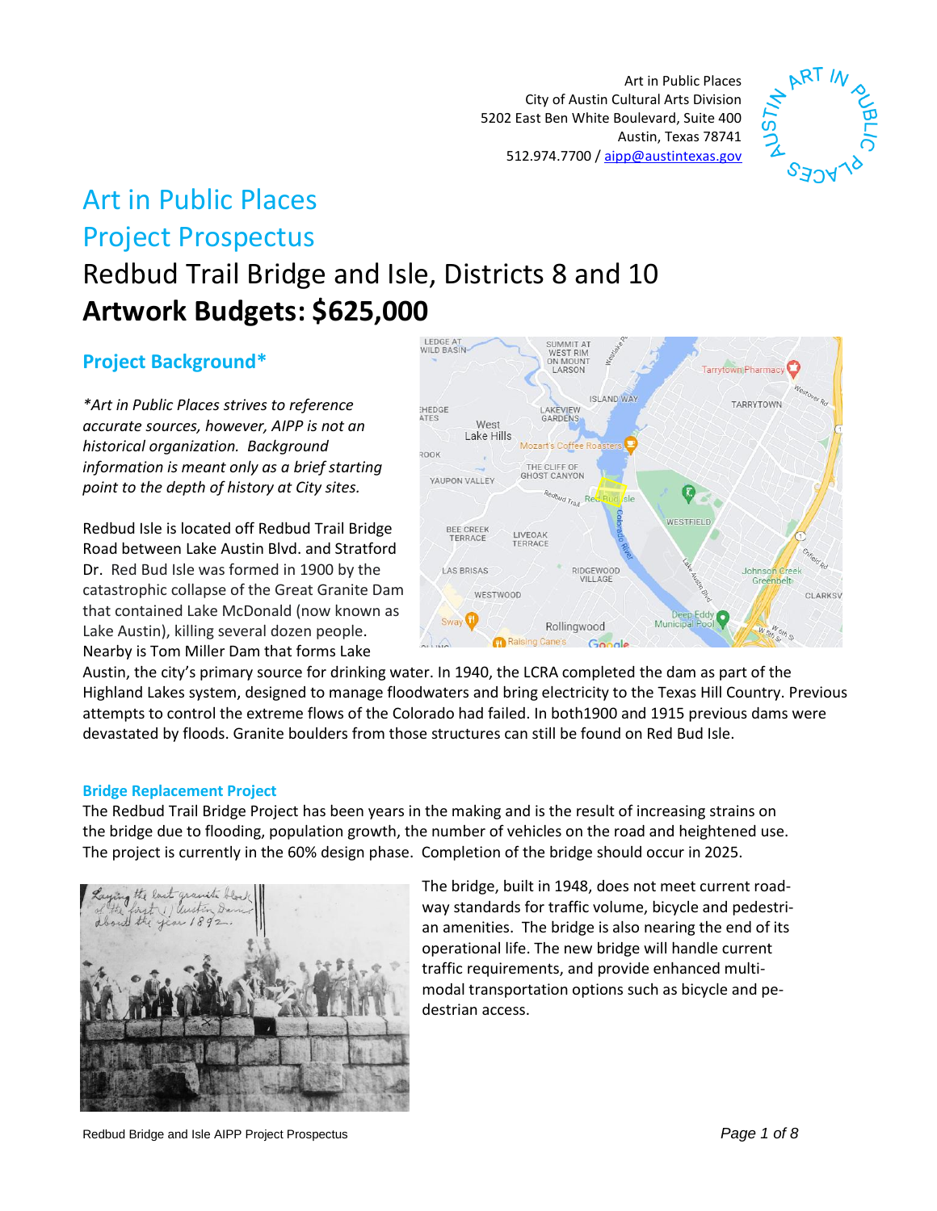Art in Public Places
City of Austin Cultural Arts Division
5202 East Ben White Boulevard, Suite 400
Austin, Texas 78741
512.974.7700 / aipp@austintexas.gov

# Art in Public Places
# Project Prospectus

## Redbud Trail Bridge and Isle, Districts 8 and 10

## **Artwork Budgets: $625,000**

### Project Background*

*\*Art in Public Places strives to reference accurate sources, however, AIPP is not an historical organization. Background information is meant only as a brief starting point to the depth of history at City sites.*

Redbud Isle is located off Redbud Trail Bridge Road between Lake Austin Blvd. and Stratford Dr. Red Bud Isle was formed in 1900 by the catastrophic collapse of the Great Granite Dam that contained Lake McDonald (now known as Lake Austin), killing several dozen people. Nearby is Tom Miller Dam that forms Lake Austin, the city's primary source for drinking water. In 1940, the LCRA completed the dam as part of the Highland Lakes system, designed to manage floodwaters and bring electricity to the Texas Hill Country. Previous attempts to control the extreme flows of the Colorado had failed. In both1900 and 1915 previous dams were devastated by floods. Granite boulders from those structures can still be found on Red Bud Isle.

### Bridge Replacement Project

The Redbud Trail Bridge Project has been years in the making and is the result of increasing strains on the bridge due to flooding, population growth, the number of vehicles on the road and heightened use. The project is currently in the 60% design phase. Completion of the bridge should occur in 2025.

The bridge, built in 1948, does not meet current roadway standards for traffic volume, bicycle and pedestrian amenities. The bridge is also nearing the end of its operational life. The new bridge will handle current traffic requirements, and provide enhanced multi-modal transportation options such as bicycle and pedestrian access.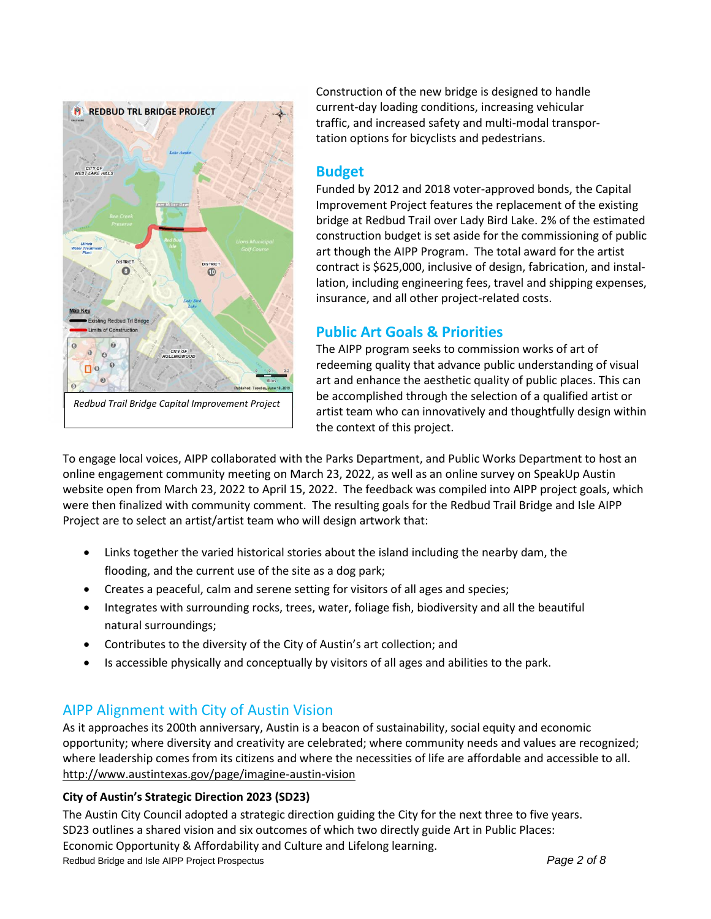Redbud Trail Bridge Capital Improvement Project

Construction of the new bridge is designed to handle current-day loading conditions, increasing vehicular traffic, and increased safety and multi-modal transportation options for bicyclists and pedestrians.

## Budget

Funded by 2012 and 2018 voter-approved bonds, the Capital Improvement Project features the replacement of the existing bridge at Redbud Trail over Lady Bird Lake. 2% of the estimated construction budget is set aside for the commissioning of public art though the AIPP Program. The total award for the artist contract is $625,000, inclusive of design, fabrication, and installation, including engineering fees, travel and shipping expenses, insurance, and all other project-related costs.

## Public Art Goals & Priorities

The AIPP program seeks to commission works of art of redeeming quality that advance public understanding of visual art and enhance the aesthetic quality of public places. This can be accomplished through the selection of a qualified artist or artist team who can innovatively and thoughtfully design within the context of this project.

To engage local voices, AIPP collaborated with the Parks Department, and Public Works Department to host an online engagement community meeting on March 23, 2022, as well as an online survey on SpeakUp Austin website open from March 23, 2022 to April 15, 2022. The feedback was compiled into AIPP project goals, which were then finalized with community comment. The resulting goals for the Redbud Trail Bridge and Isle AIPP Project are to select an artist/artist team who will design artwork that:

- Links together the varied historical stories about the island including the nearby dam, the flooding, and the current use of the site as a dog park;
- Creates a peaceful, calm and serene setting for visitors of all ages and species;
- Integrates with surrounding rocks, trees, water, foliage fish, biodiversity and all the beautiful natural surroundings;
- Contributes to the diversity of the City of Austin's art collection; and
- Is accessible physically and conceptually by visitors of all ages and abilities to the park.

## AIPP Alignment with City of Austin Vision

As it approaches its 200th anniversary, Austin is a beacon of sustainability, social equity and economic opportunity; where diversity and creativity are celebrated; where community needs and values are recognized; where leadership comes from its citizens and where the necessities of life are affordable and accessible to all. http://www.austintexas.gov/page/imagine-austin-vision

### City of Austin's Strategic Direction 2023 (SD23)

The Austin City Council adopted a strategic direction guiding the City for the next three to five years. SD23 outlines a shared vision and six outcomes of which two directly guide Art in Public Places: Economic Opportunity & Affordability and Culture and Lifelong learning.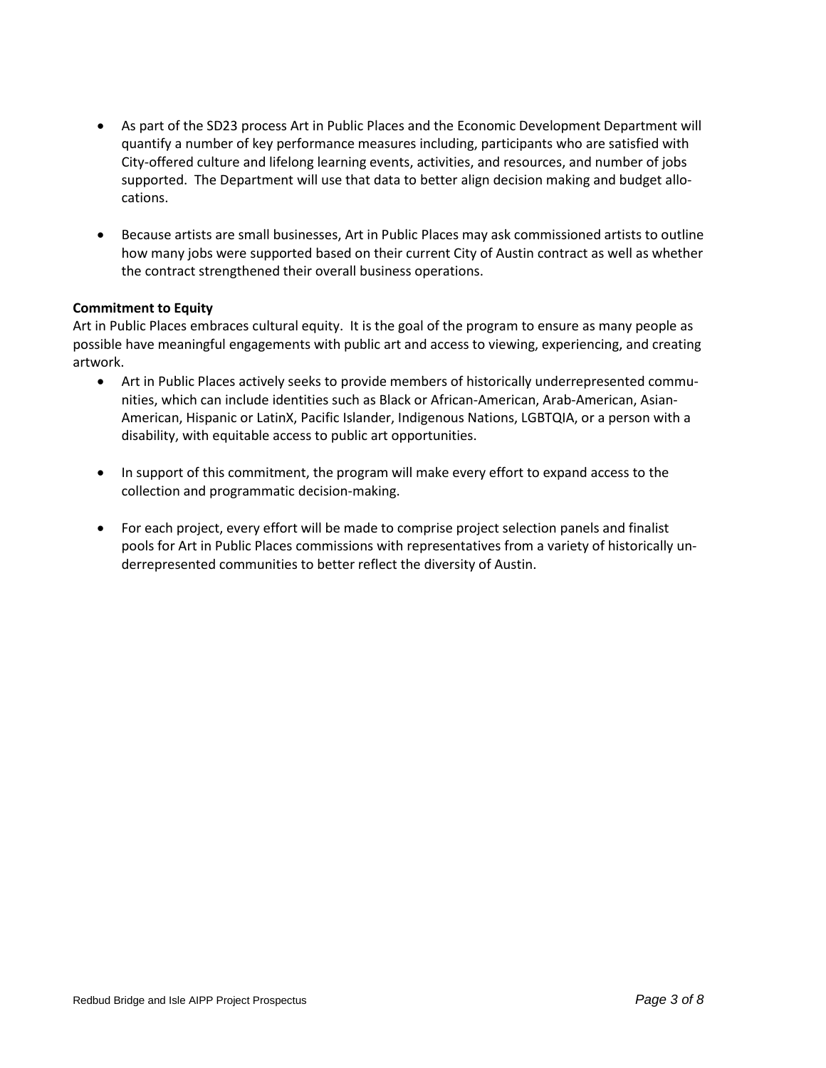- As part of the SD23 process Art in Public Places and the Economic Development Department will quantify a number of key performance measures including, participants who are satisfied with City-offered culture and lifelong learning events, activities, and resources, and number of jobs supported. The Department will use that data to better align decision making and budget allocations.

- Because artists are small businesses, Art in Public Places may ask commissioned artists to outline how many jobs were supported based on their current City of Austin contract as well as whether the contract strengthened their overall business operations.

**Commitment to Equity**

Art in Public Places embraces cultural equity. It is the goal of the program to ensure as many people as possible have meaningful engagements with public art and access to viewing, experiencing, and creating artwork.

- Art in Public Places actively seeks to provide members of historically underrepresented communities, which can include identities such as Black or African-American, Arab-American, Asian-American, Hispanic or LatinX, Pacific Islander, Indigenous Nations, LGBTQIA, or a person with a disability, with equitable access to public art opportunities.

- In support of this commitment, the program will make every effort to expand access to the collection and programmatic decision-making.

- For each project, every effort will be made to comprise project selection panels and finalist pools for Art in Public Places commissions with representatives from a variety of historically underrepresented communities to better reflect the diversity of Austin.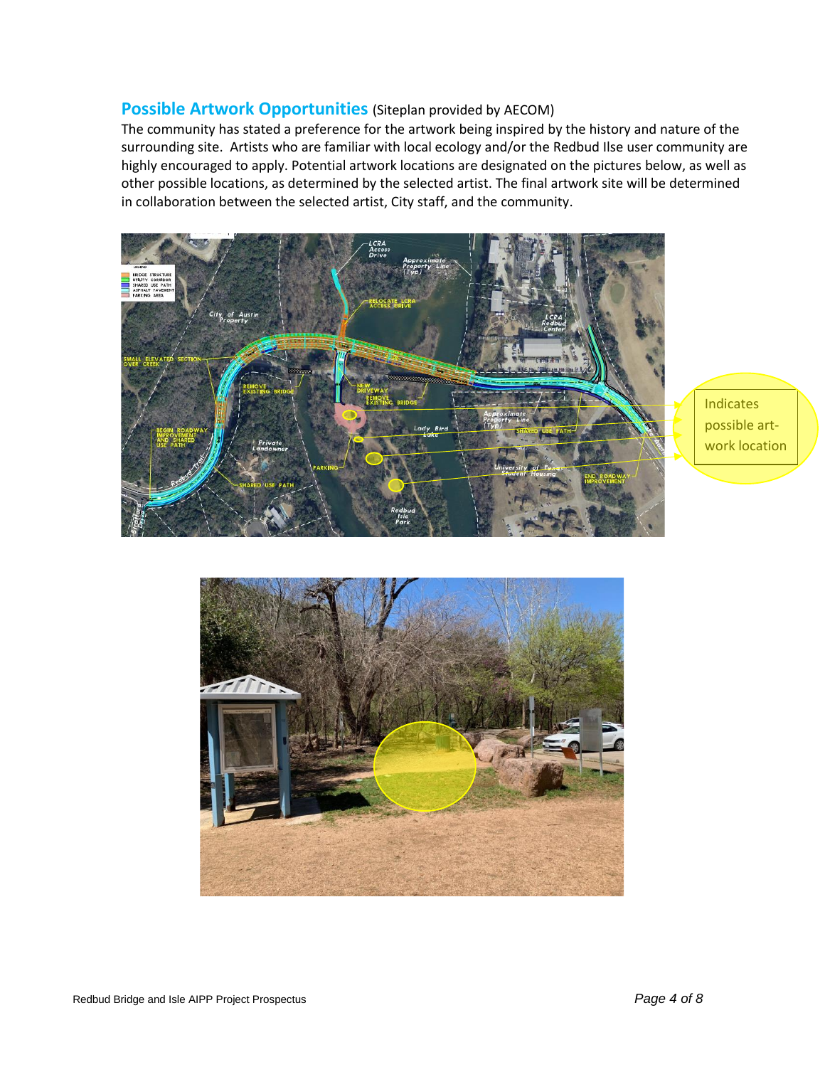## Possible Artwork Opportunities (Siteplan provided by AECOM)

The community has stated a preference for the artwork being inspired by the history and nature of the surrounding site. Artists who are familiar with local ecology and/or the Redbud Ilse user community are highly encouraged to apply. Potential artwork locations are designated on the pictures below, as well as other possible locations, as determined by the selected artist. The final artwork site will be determined in collaboration between the selected artist, City staff, and the community.

Indicates possible art-work location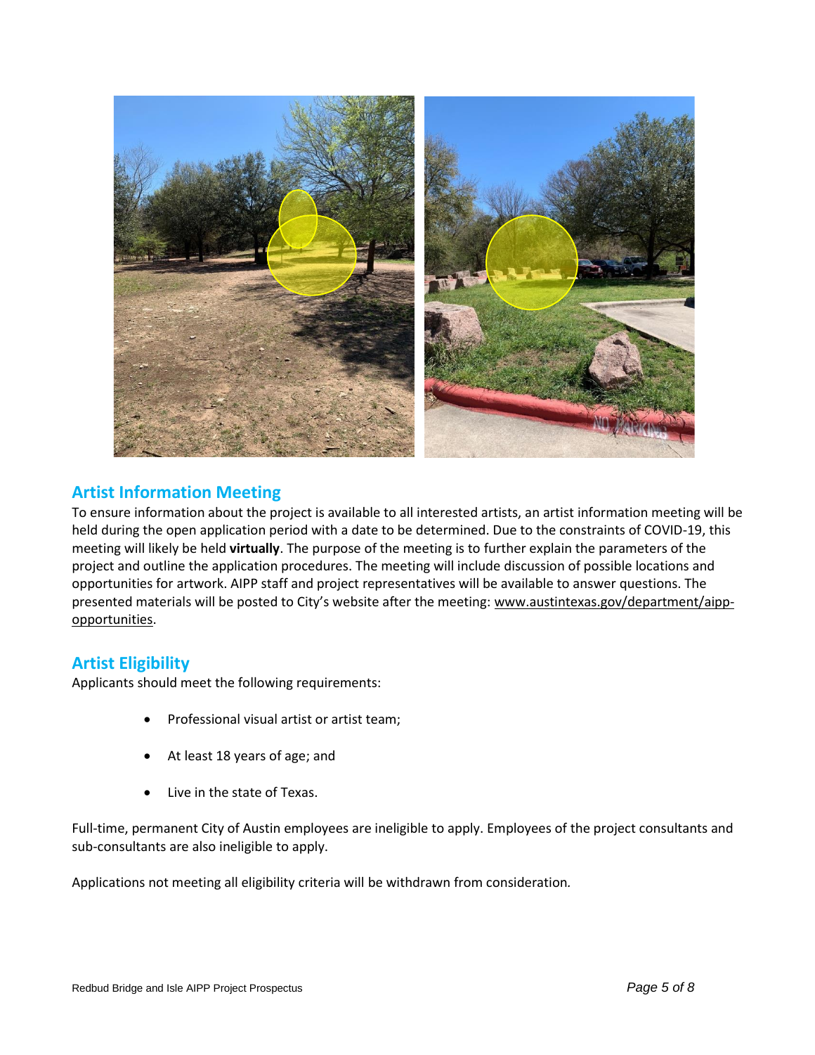## Artist Information Meeting

To ensure information about the project is available to all interested artists, an artist information meeting will be held during the open application period with a date to be determined. Due to the constraints of COVID-19, this meeting will likely be held **virtually**. The purpose of the meeting is to further explain the parameters of the project and outline the application procedures. The meeting will include discussion of possible locations and opportunities for artwork. AIPP staff and project representatives will be available to answer questions. The presented materials will be posted to City's website after the meeting: www.austintexas.gov/department/aipp-opportunities.

## Artist Eligibility

Applicants should meet the following requirements:

- Professional visual artist or artist team;
- At least 18 years of age; and
- Live in the state of Texas.

Full-time, permanent City of Austin employees are ineligible to apply. Employees of the project consultants and sub-consultants are also ineligible to apply.

Applications not meeting all eligibility criteria will be withdrawn from consideration.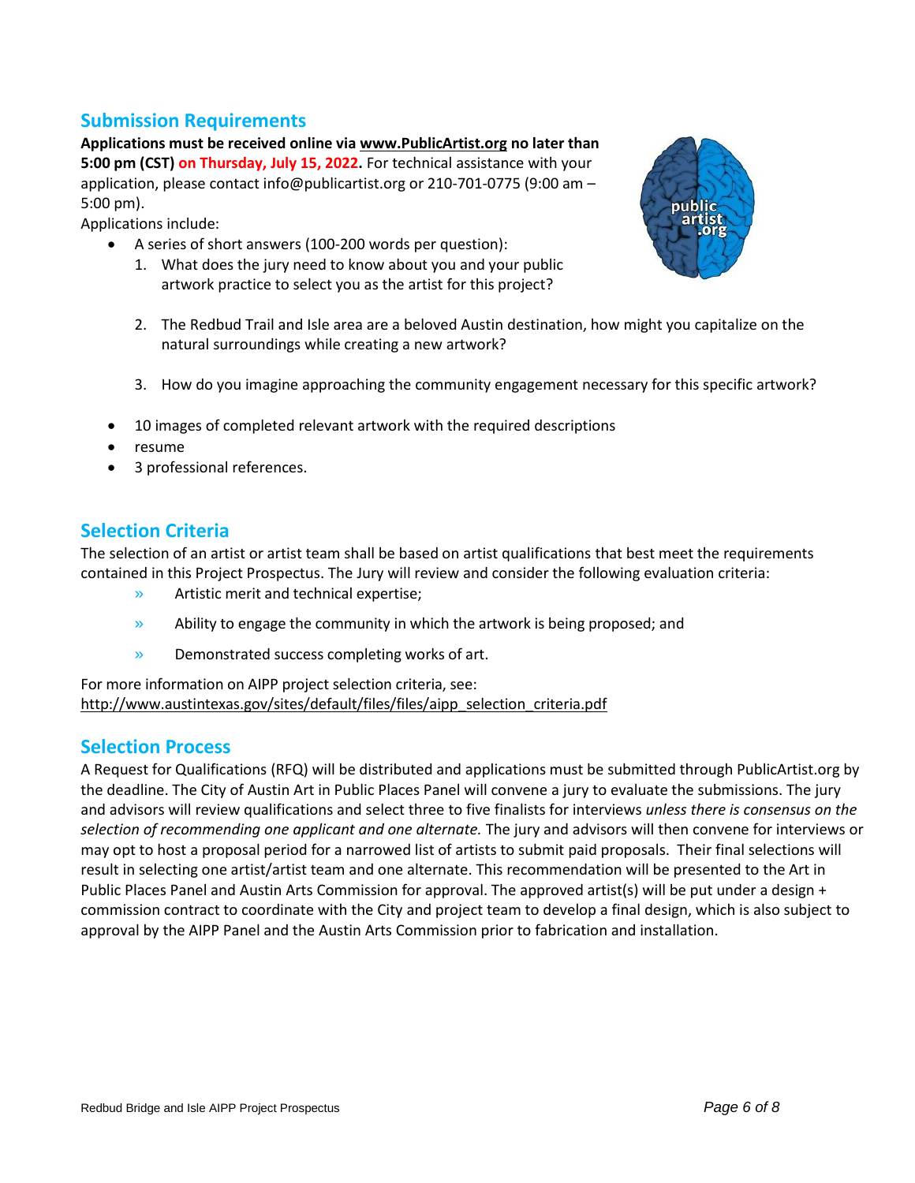## Submission Requirements

**Applications must be received online via www.PublicArtist.org no later than 5:00 pm (CST) on Thursday, July 15, 2022.** For technical assistance with your application, please contact info@publicartist.org or 210-701-0775 (9:00 am – 5:00 pm).

Applications include:

- A series of short answers (100-200 words per question):
  1. What does the jury need to know about you and your public artwork practice to select you as the artist for this project?
  2. The Redbud Trail and Isle area are a beloved Austin destination, how might you capitalize on the natural surroundings while creating a new artwork?
  3. How do you imagine approaching the community engagement necessary for this specific artwork?
- 10 images of completed relevant artwork with the required descriptions
- resume
- 3 professional references.

## Selection Criteria

The selection of an artist or artist team shall be based on artist qualifications that best meet the requirements contained in this Project Prospectus. The Jury will review and consider the following evaluation criteria:

- Artistic merit and technical expertise;
- Ability to engage the community in which the artwork is being proposed; and
- Demonstrated success completing works of art.

For more information on AIPP project selection criteria, see: http://www.austintexas.gov/sites/default/files/files/aipp_selection_criteria.pdf

## Selection Process

A Request for Qualifications (RFQ) will be distributed and applications must be submitted through PublicArtist.org by the deadline. The City of Austin Art in Public Places Panel will convene a jury to evaluate the submissions. The jury and advisors will review qualifications and select three to five finalists for interviews *unless there is consensus on the selection of recommending one applicant and one alternate.* The jury and advisors will then convene for interviews or may opt to host a proposal period for a narrowed list of artists to submit paid proposals. Their final selections will result in selecting one artist/artist team and one alternate. This recommendation will be presented to the Art in Public Places Panel and Austin Arts Commission for approval. The approved artist(s) will be put under a design + commission contract to coordinate with the City and project team to develop a final design, which is also subject to approval by the AIPP Panel and the Austin Arts Commission prior to fabrication and installation.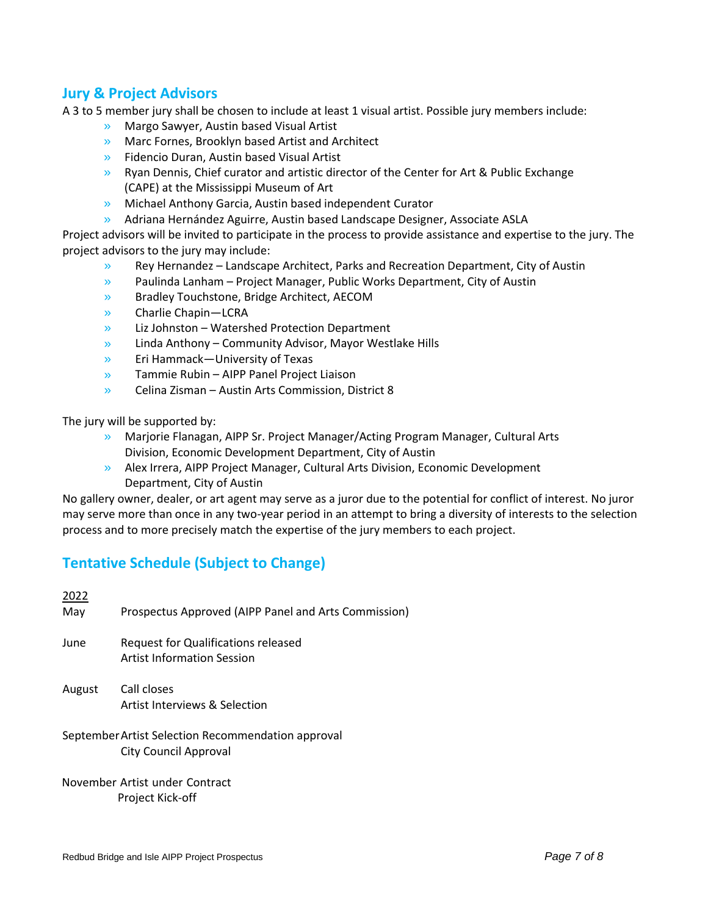## Jury & Project Advisors

A 3 to 5 member jury shall be chosen to include at least 1 visual artist. Possible jury members include:

- Margo Sawyer, Austin based Visual Artist
- Marc Fornes, Brooklyn based Artist and Architect
- Fidencio Duran, Austin based Visual Artist
- Ryan Dennis, Chief curator and artistic director of the Center for Art & Public Exchange (CAPE) at the Mississippi Museum of Art
- Michael Anthony Garcia, Austin based independent Curator
- Adriana Hernández Aguirre, Austin based Landscape Designer, Associate ASLA

Project advisors will be invited to participate in the process to provide assistance and expertise to the jury. The project advisors to the jury may include:

- Rey Hernandez – Landscape Architect, Parks and Recreation Department, City of Austin
- Paulinda Lanham – Project Manager, Public Works Department, City of Austin
- Bradley Touchstone, Bridge Architect, AECOM
- Charlie Chapin—LCRA
- Liz Johnston – Watershed Protection Department
- Linda Anthony – Community Advisor, Mayor Westlake Hills
- Eri Hammack—University of Texas
- Tammie Rubin – AIPP Panel Project Liaison
- Celina Zisman – Austin Arts Commission, District 8

The jury will be supported by:

- Marjorie Flanagan, AIPP Sr. Project Manager/Acting Program Manager, Cultural Arts Division, Economic Development Department, City of Austin
- Alex Irrera, AIPP Project Manager, Cultural Arts Division, Economic Development Department, City of Austin

No gallery owner, dealer, or art agent may serve as a juror due to the potential for conflict of interest. No juror may serve more than once in any two-year period in an attempt to bring a diversity of interests to the selection process and to more precisely match the expertise of the jury members to each project.

## Tentative Schedule (Subject to Change)

<u>2022</u>

| | |
|---|---|
| May | Prospectus Approved (AIPP Panel and Arts Commission) |
| June | Request for Qualifications released<br>Artist Information Session |
| August | Call closes<br>Artist Interviews & Selection |
| September | Artist Selection Recommendation approval<br>City Council Approval |
| November | Artist under Contract<br>Project Kick-off |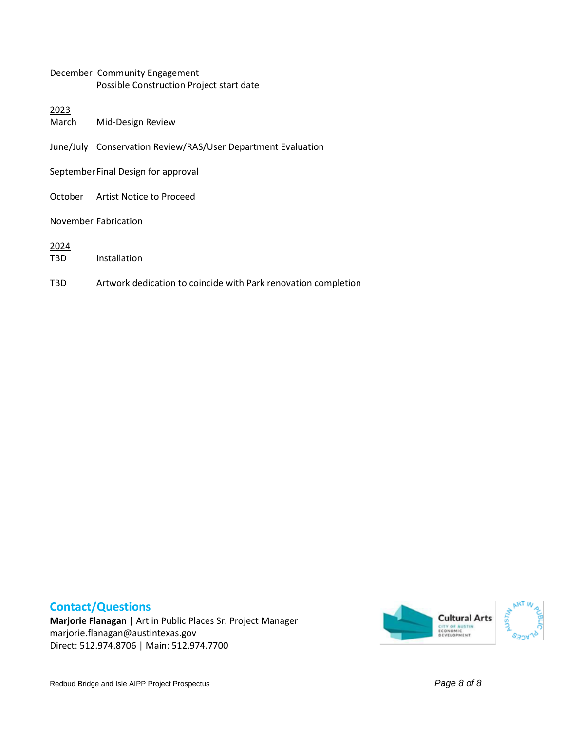December Community Engagement
Possible Construction Project start date

<u>2023</u>

March Mid-Design Review

June/July Conservation Review/RAS/User Department Evaluation

September Final Design for approval

October Artist Notice to Proceed

November Fabrication

<u>2024</u>

TBD Installation

TBD Artwork dedication to coincide with Park renovation completion

## Contact/Questions

**Marjorie Flanagan** | Art in Public Places Sr. Project Manager
marjorie.flanagan@austintexas.gov
Direct: 512.974.8706 | Main: 512.974.7700